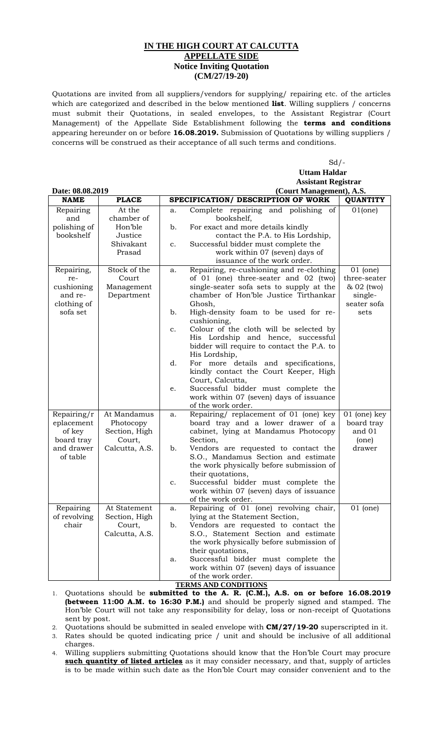# IN THE HIGH COURT AT CALCUTTA
## APPELLATE SIDE
### Notice Inviting Quotation
### (CM/27/19-20)

Quotations are invited from all suppliers/vendors for supplying/ repairing etc. of the articles which are categorized and described in the below mentioned **list**. Willing suppliers / concerns must submit their Quotations, in sealed envelopes, to the Assistant Registrar (Court Management) of the Appellate Side Establishment following the **terms and conditions** appearing hereunder on or before **16.08.2019.** Submission of Quotations by willing suppliers / concerns will be construed as their acceptance of all such terms and conditions.

Sd/-
**Uttam Haldar**
**Assistant Registrar**
**(Court Management), A.S.**

**Date: 08.08.2019**

| NAME | PLACE | SPECIFICATION/ DESCRIPTION OF WORK | QUANTITY |
|---|---|---|---|
| Repairing and polishing of bookshelf | At the chamber of Hon'ble Justice Shivakant Prasad | a. Complete repairing and polishing of bookshelf,<br>b. For exact and more details kindly contact the P.A. to His Lordship,<br>c. Successful bidder must complete the work within 07 (seven) days of issuance of the work order. | 01(one) |
| Repairing, re-cushioning and re-clothing of sofa set | Stock of the Court Management Department | a. Repairing, re-cushioning and re-clothing of 01 (one) three-seater and 02 (two) single-seater sofa sets to supply at the chamber of Hon'ble Justice Tirthankar Ghosh,<br>b. High-density foam to be used for re-cushioning,<br>c. Colour of the cloth will be selected by His Lordship and hence, successful bidder will require to contact the P.A. to His Lordship,<br>d. For more details and specifications, kindly contact the Court Keeper, High Court, Calcutta,<br>e. Successful bidder must complete the work within 07 (seven) days of issuance of the work order. | 01 (one) three-seater & 02 (two) single-seater sofa sets |
| Repairing/replacement of key board tray and drawer of table | At Mandamus Photocopy Section, High Court, Calcutta, A.S. | a. Repairing/ replacement of 01 (one) key board tray and a lower drawer of a cabinet, lying at Mandamus Photocopy Section,<br>b. Vendors are requested to contact the S.O., Mandamus Section and estimate the work physically before submission of their quotations,<br>c. Successful bidder must complete the work within 07 (seven) days of issuance of the work order. | 01 (one) key board tray and 01 (one) drawer |
| Repairing of revolving chair | At Statement Section, High Court, Calcutta, A.S. | a. Repairing of 01 (one) revolving chair, lying at the Statement Section,<br>b. Vendors are requested to contact the S.O., Statement Section and estimate the work physically before submission of their quotations,<br>a. Successful bidder must complete the work within 07 (seven) days of issuance of the work order. | 01 (one) |

**TERMS AND CONDITIONS**

1. Quotations should be **submitted to the A. R. (C.M.), A.S. on or before 16.08.2019 (between 11:00 A.M. to 16:30 P.M.)** and should be properly signed and stamped. The Hon'ble Court will not take any responsibility for delay, loss or non-receipt of Quotations sent by post.
2. Quotations should be submitted in sealed envelope with **CM/27/19-20** superscripted in it.
3. Rates should be quoted indicating price / unit and should be inclusive of all additional charges.
4. Willing suppliers submitting Quotations should know that the Hon'ble Court may procure **<u>such quantity of listed articles</u>** as it may consider necessary, and that, supply of articles is to be made within such date as the Hon'ble Court may consider convenient and to the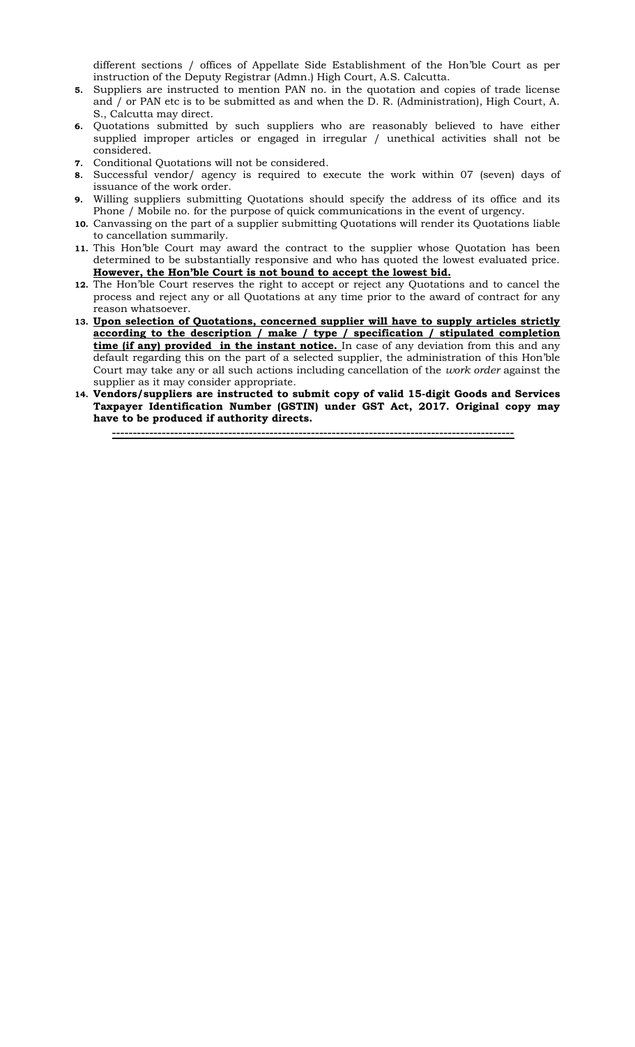different sections / offices of Appellate Side Establishment of the Hon'ble Court as per instruction of the Deputy Registrar (Admn.) High Court, A.S. Calcutta.

5. Suppliers are instructed to mention PAN no. in the quotation and copies of trade license and / or PAN etc is to be submitted as and when the D. R. (Administration), High Court, A. S., Calcutta may direct.
6. Quotations submitted by such suppliers who are reasonably believed to have either supplied improper articles or engaged in irregular / unethical activities shall not be considered.
7. Conditional Quotations will not be considered.
8. Successful vendor/ agency is required to execute the work within 07 (seven) days of issuance of the work order.
9. Willing suppliers submitting Quotations should specify the address of its office and its Phone / Mobile no. for the purpose of quick communications in the event of urgency.
10. Canvassing on the part of a supplier submitting Quotations will render its Quotations liable to cancellation summarily.
11. This Hon'ble Court may award the contract to the supplier whose Quotation has been determined to be substantially responsive and who has quoted the lowest evaluated price. **However, the Hon'ble Court is not bound to accept the lowest bid.**
12. The Hon'ble Court reserves the right to accept or reject any Quotations and to cancel the process and reject any or all Quotations at any time prior to the award of contract for any reason whatsoever.
13. **Upon selection of Quotations, concerned supplier will have to supply articles strictly according to the description / make / type / specification / stipulated completion time (if any) provided in the instant notice.** In case of any deviation from this and any default regarding this on the part of a selected supplier, the administration of this Hon'ble Court may take any or all such actions including cancellation of the *work order* against the supplier as it may consider appropriate.
14. **Vendors/suppliers are instructed to submit copy of valid 15-digit Goods and Services Taxpayer Identification Number (GSTIN) under GST Act, 2017. Original copy may have to be produced if authority directs.**

---